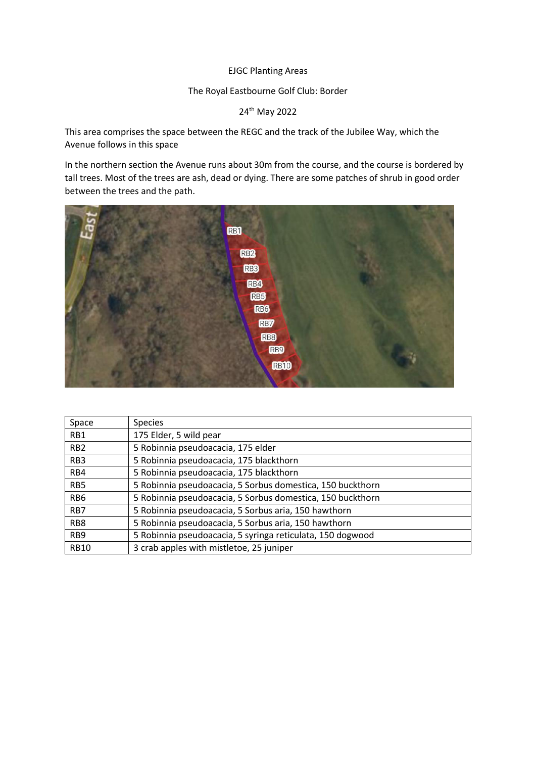EJGC Planting Areas

The Royal Eastbourne Golf Club: Border

24th May 2022

This area comprises the space between the REGC and the track of the Jubilee Way, which the Avenue follows in this space

In the northern section the Avenue runs about 30m from the course, and the course is bordered by tall trees. Most of the trees are ash, dead or dying. There are some patches of shrub in good order between the trees and the path.

| Space | Species |
|---|---|
| RB1 | 175 Elder, 5 wild pear |
| RB2 | 5 Robinnia pseudoacacia, 175 elder |
| RB3 | 5 Robinnia pseudoacacia, 175 blackthorn |
| RB4 | 5 Robinnia pseudoacacia, 175 blackthorn |
| RB5 | 5 Robinnia pseudoacacia, 5 Sorbus domestica, 150 buckthorn |
| RB6 | 5 Robinnia pseudoacacia, 5 Sorbus domestica, 150 buckthorn |
| RB7 | 5 Robinnia pseudoacacia, 5 Sorbus aria, 150 hawthorn |
| RB8 | 5 Robinnia pseudoacacia, 5 Sorbus aria, 150 hawthorn |
| RB9 | 5 Robinnia pseudoacacia, 5 syringa reticulata, 150 dogwood |
| RB10 | 3 crab apples with mistletoe, 25 juniper |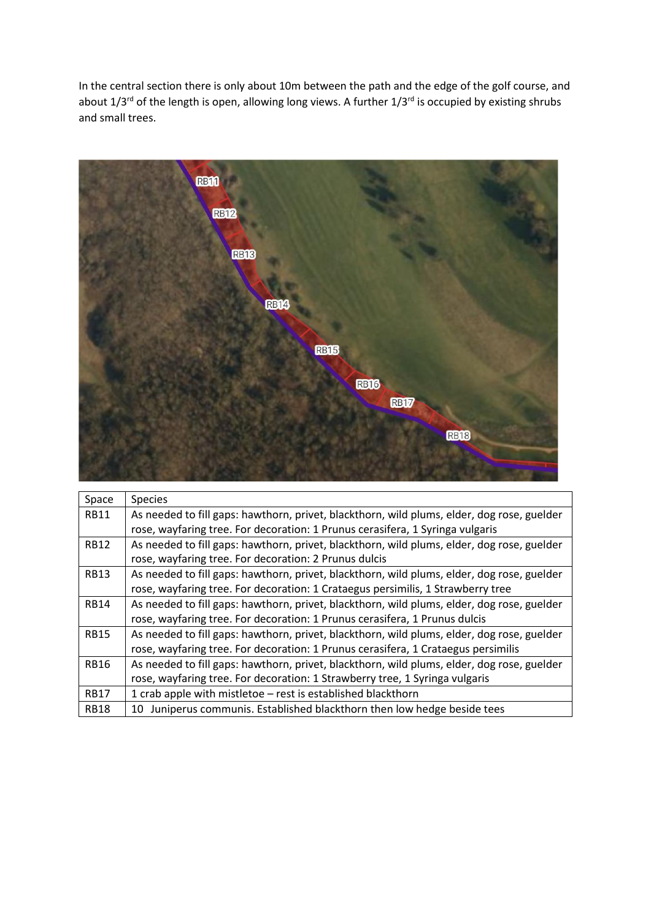In the central section there is only about 10m between the path and the edge of the golf course, and about 1/3rd of the length is open, allowing long views. A further 1/3rd is occupied by existing shrubs and small trees.

| Space | Species |
| --- | --- |
| RB11 | As needed to fill gaps: hawthorn, privet, blackthorn, wild plums, elder, dog rose, guelder rose, wayfaring tree. For decoration: 1 Prunus cerasifera, 1 Syringa vulgaris |
| RB12 | As needed to fill gaps: hawthorn, privet, blackthorn, wild plums, elder, dog rose, guelder rose, wayfaring tree. For decoration: 2 Prunus dulcis |
| RB13 | As needed to fill gaps: hawthorn, privet, blackthorn, wild plums, elder, dog rose, guelder rose, wayfaring tree. For decoration: 1 Crataegus persimilis, 1 Strawberry tree |
| RB14 | As needed to fill gaps: hawthorn, privet, blackthorn, wild plums, elder, dog rose, guelder rose, wayfaring tree. For decoration: 1 Prunus cerasifera, 1 Prunus dulcis |
| RB15 | As needed to fill gaps: hawthorn, privet, blackthorn, wild plums, elder, dog rose, guelder rose, wayfaring tree. For decoration: 1 Prunus cerasifera, 1 Crataegus persimilis |
| RB16 | As needed to fill gaps: hawthorn, privet, blackthorn, wild plums, elder, dog rose, guelder rose, wayfaring tree. For decoration: 1 Strawberry tree, 1 Syringa vulgaris |
| RB17 | 1 crab apple with mistletoe – rest is established blackthorn |
| RB18 | 10 Juniperus communis. Established blackthorn then low hedge beside tees |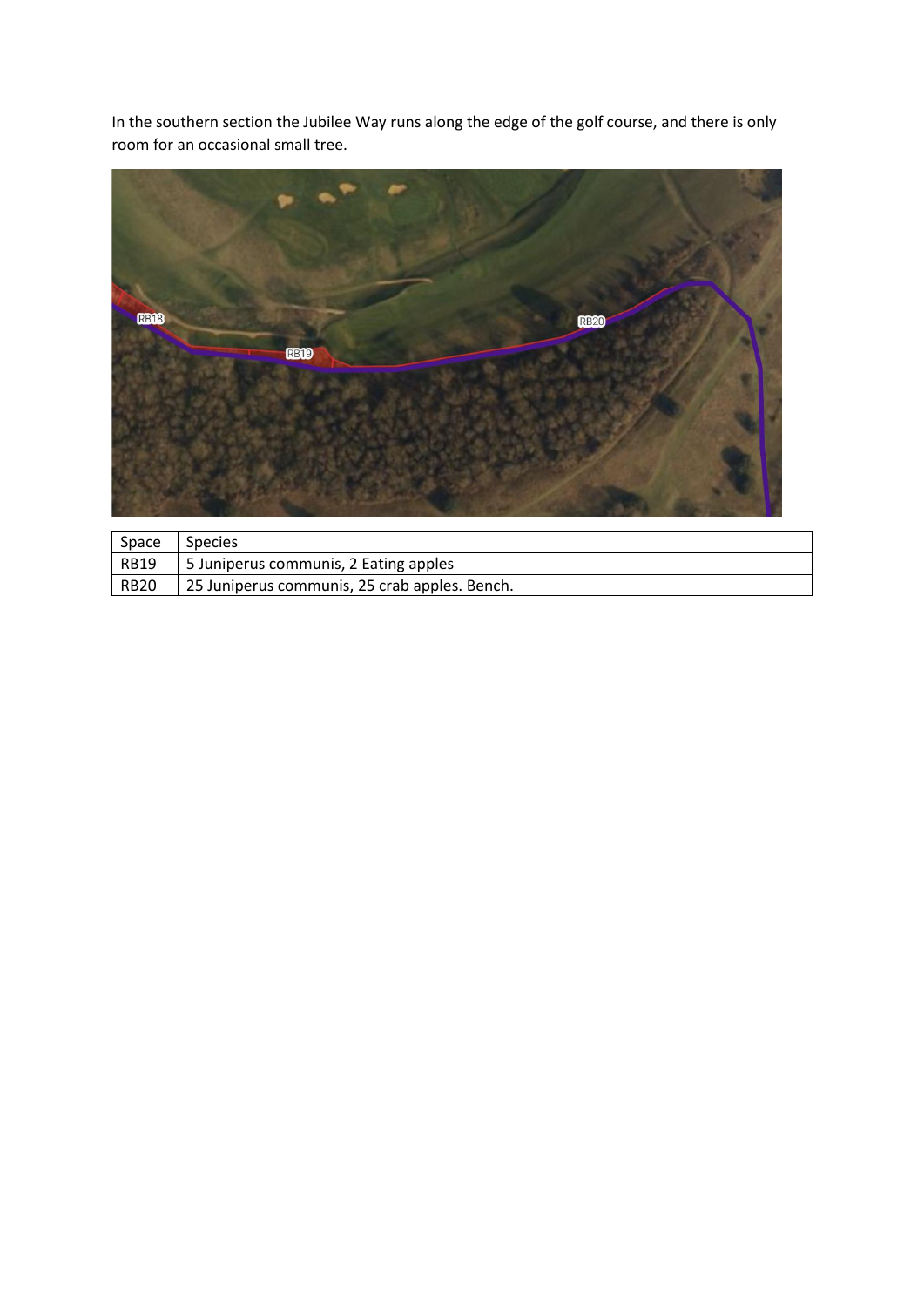In the southern section the Jubilee Way runs along the edge of the golf course, and there is only room for an occasional small tree.

RB18

RB19

RB20

| Space | Species |
|---|---|
| RB19 | 5 Juniperus communis, 2 Eating apples |
| RB20 | 25 Juniperus communis, 25 crab apples. Bench. |